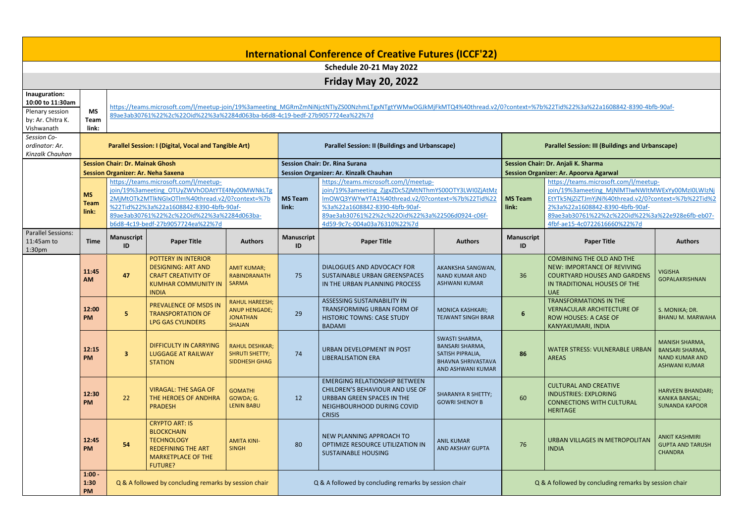# International Conference of Creative Futures (ICCF'22)

**Schedule 20-21 May 2022**

## Friday May 20, 2022

**Inauguration: 10:00 to 11:30am**

Plenary session by: Ar. Chitra K. Vishwanath

**MS Team link:** https://teams.microsoft.com/l/meetup-join/19%3ameeting_MGRmZmNiNjctNTlyZS00NzhmLTgxNTgtYWMwOGJkMjFkMTQ4%40thread.v2/0?context=%7b%22Tid%22%3a%22a1608842-8390-4bfb-90af-89ae3ab30761%22%2c%22Oid%22%3a%2284d063ba-b6d8-4c19-bedf-27b9057724ea%22%7d

*Session Co-ordinator: Ar. Kinzalk Chauhan*

| | | Parallel Session: I (Digital, Vocal and Tangible Art) | | | Parallel Session: II (Buildings and Urbanscape) | | | Parallel Session: III (Buildings and Urbanscape) | | |
|---|---|---|---|---|---|---|---|---|---|---|
| | | **Session Chair: Dr. Mainak Ghosh**<br>**Session Organizer: Ar. Neha Saxena** | | | **Session Chair: Dr. Rina Surana**<br>**Session Organizer: Ar. Kinzalk Chauhan** | | | **Session Chair: Dr. Anjali K. Sharma**<br>**Session Organizer: Ar. Apoorva Agarwal** | | |
| | **MS Team link:** | https://teams.microsoft.com/l/meetup-join/19%3ameeting_OTUyZWVhODAtYTE4Ny00MWNkLTg2MjMtOTk2MTlkNGIxOTlm%40thread.v2/0?context=%7b%22Tid%22%3a%22a1608842-8390-4bfb-90af-89ae3ab30761%22%2c%22Oid%22%3a%2284d063ba-b6d8-4c19-bedf-27b9057724ea%22%7d | | **MS Team link:** | https://teams.microsoft.com/l/meetup-join/19%3ameeting_ZjgxZDc5ZjMtNThmYS00OTY3LWI0ZjAtMzlmOWQ3YWYwYTA1%40thread.v2/0?context=%7b%22Tid%22%3a%22a1608842-8390-4bfb-90af-89ae3ab30761%22%2c%22Oid%22%3a%22506d0924-c06f-4d59-9c7c-004a03a76310%22%7d | | **MS Team link:** | https://teams.microsoft.com/l/meetup-join/19%3ameeting_MjNlMTIwNWItMWExYy00MzI0LWIzNjEtYTk5NjZiZTJmYjNi%40thread.v2/0?context=%7b%22Tid%22%3a%22a1608842-8390-4bfb-90af-89ae3ab30761%22%2c%22Oid%22%3a%22e928e6fb-eb07-4fbf-ae15-4c0722616660%22%7d | |
| Parallel Sessions: 11:45am to 1:30pm | **Time** | **Manuscript ID** | **Paper Title** | **Authors** | **Manuscript ID** | **Paper Title** | **Authors** | **Manuscript ID** | **Paper Title** | **Authors** |
| | **11:45 AM** | **47** | POTTERY IN INTERIOR DESIGNING: ART AND CRAFT CREATIVITY OF KUMHAR COMMUNITY IN INDIA | AMIT KUMAR; RABINDRANATH SARMA | 75 | DIALOGUES AND ADVOCACY FOR SUSTAINABLE URBAN GREENSPACES IN THE URBAN PLANNING PROCESS | AKANKSHA SANGWAN, NAND KUMAR AND ASHWANI KUMAR | 36 | COMBINING THE OLD AND THE NEW: IMPORTANCE OF REVIVING COURTYARD HOUSES AND GARDENS IN TRADITIONAL HOUSES OF THE UAE | VIGISHA GOPALAKRISHNAN |
| | **12:00 PM** | **5** | PREVALENCE OF MSDS IN TRANSPORTATION OF LPG GAS CYLINDERS | RAHUL HAREESH; ANUP HENGADE; JONATHAN SHAJAN | 29 | ASSESSING SUSTAINABILITY IN TRANSFORMING URBAN FORM OF HISTORIC TOWNS: CASE STUDY BADAMI | MONICA KASHKARI; TEJWANT SINGH BRAR | **6** | TRANSFORMATIONS IN THE VERNACULAR ARCHITECTURE OF ROW HOUSES: A CASE OF KANYAKUMARI, INDIA | S. MONIKA; DR. BHANU M. MARWAHA |
| | **12:15 PM** | **3** | DIFFICULTY IN CARRYING LUGGAGE AT RAILWAY STATION | RAHUL DESHKAR; SHRUTI SHETTY; SIDDHESH GHAG | 74 | URBAN DEVELOPMENT IN POST LIBERALISATION ERA | SWASTI SHARMA, BANSARI SHARMA, SATISH PIPRALIA, BHAVNA SHRIVASTAVA AND ASHWANI KUMAR | **86** | WATER STRESS: VULNERABLE URBAN AREAS | MANISH SHARMA, BANSARI SHARMA, NAND KUMAR AND ASHWANI KUMAR |
| | **12:30 PM** | 22 | VIRAGAL: THE SAGA OF THE HEROES OF ANDHRA PRADESH | GOMATHI GOWDA; G. LENIN BABU | 12 | EMERGING RELATIONSHIP BETWEEN CHILDREN'S BEHAVIOUR AND USE OF URBBAN GREEN SPACES IN THE NEIGHBOURHOOD DURING COVID CRISIS | SHARANYA R SHETTY; GOWRI SHENOY B | 60 | CULTURAL AND CREATIVE INDUSTRIES: EXPLORING CONNECTIONS WITH CULTURAL HERITAGE | HARVEEN BHANDARI; KANIKA BANSAL; SUNANDA KAPOOR |
| | **12:45 PM** | **54** | CRYPTO ART: IS BLOCKCHAIN TECHNOLOGY REDEFINING THE ART MARKETPLACE OF THE FUTURE? | AMITA KINI-SINGH | 80 | NEW PLANNING APPROACH TO OPTIMIZE RESOURCE UTILIZATION IN SUSTAINABLE HOUSING | ANIL KUMAR AND AKSHAY GUPTA | 76 | URBAN VILLAGES IN METROPOLITAN INDIA | ANKIT KASHMIRI GUPTA AND TARUSH CHANDRA |
| | **1:00 - 1:30 PM** | Q & A followed by concluding remarks by session chair | | | Q & A followed by concluding remarks by session chair | | | Q & A followed by concluding remarks by session chair | | |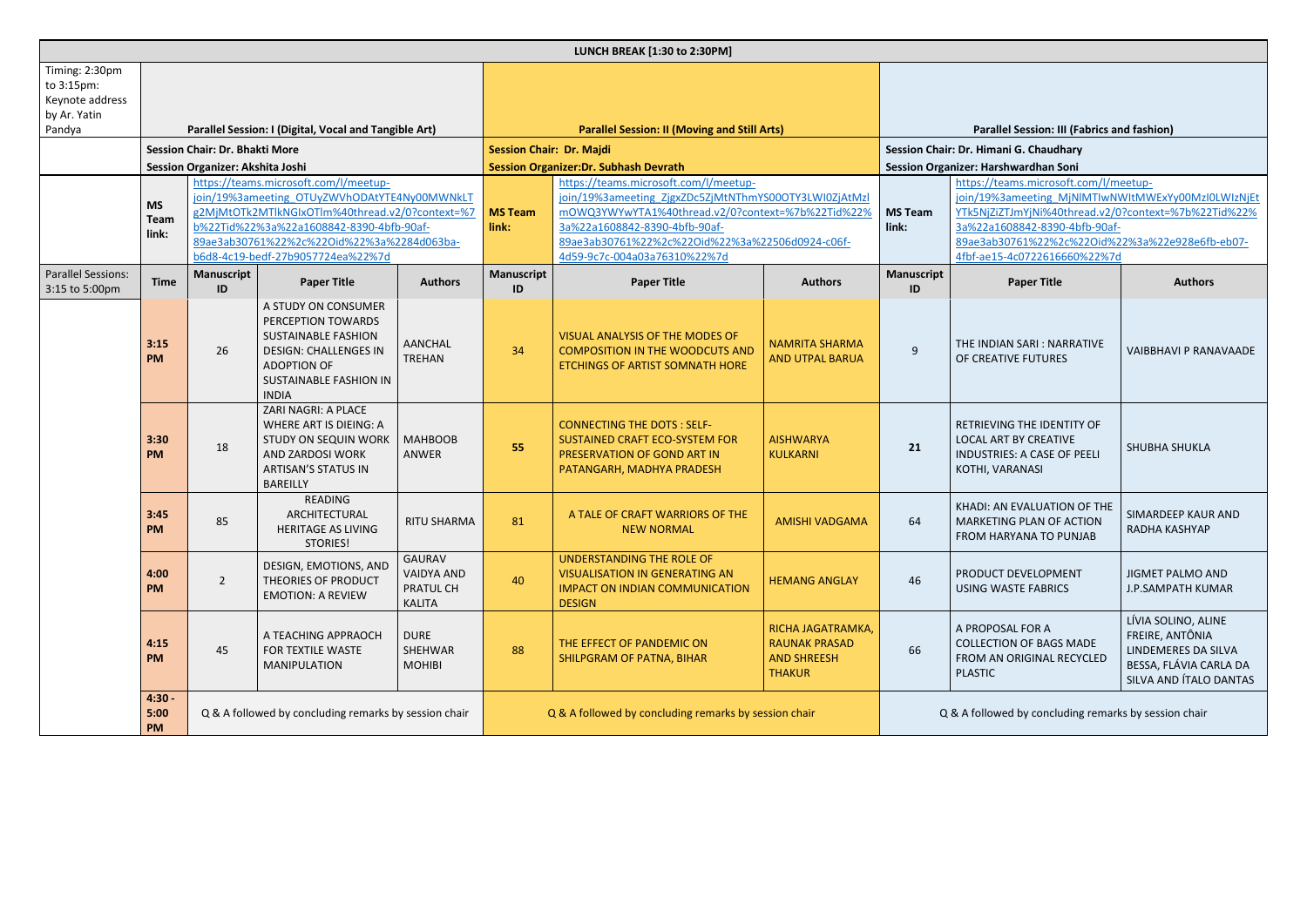| LUNCH BREAK [1:30 to 2:30PM] | | | | | | | | | | |
|---|---|---|---|---|---|---|---|---|---|---|
| Timing: 2:30pm to 3:15pm: Keynote address by Ar. Yatin Pandya | Parallel Session: I (Digital, Vocal and Tangible Art) | | | | Parallel Session: II (Moving and Still Arts) | | | Parallel Session: III (Fabrics and fashion) | | |
| | Session Chair: Dr. Bhakti More | | | | Session Chair: Dr. Majdi | | | Session Chair: Dr. Himani G. Chaudhary | | |
| | Session Organizer: Akshita Joshi | | | | Session Organizer:Dr. Subhash Devrath | | | Session Organizer: Harshwardhan Soni | | |
| | MS Team link: | https://teams.microsoft.com/l/meetup-join/19%3ameeting_OTUyZWVhODAtYTE4Ny00MWNkLTg2MjMtOTk2MTlkNGIxOTlm%40thread.v2/0?context=%7b%22Tid%22%3a%22a1608842-8390-4bfb-90af-89ae3ab30761%22%2c%22Oid%22%3a%2284d063ba-b6d8-4c19-bedf-27b9057724ea%22%7d | | | MS Team link: | https://teams.microsoft.com/l/meetup-join/19%3ameeting_ZjgxZDc5ZjMtNThmYS00OTY3LWI0ZjAtMzlmOWQ3YWYwYTA1%40thread.v2/0?context=%7b%22Tid%22%3a%22a1608842-8390-4bfb-90af-89ae3ab30761%22%2c%22Oid%22%3a%22506d0924-c06f-4d59-9c7c-004a03a76310%22%7d | | MS Team link: | https://teams.microsoft.com/l/meetup-join/19%3ameeting_MjNlMTIwNWItMWExYy00MzI0LWIzNjEtYTk5NjZiZTJmYjNi%40thread.v2/0?context=%7b%22Tid%22%3a%22a1608842-8390-4bfb-90af-89ae3ab30761%22%2c%22Oid%22%3a%22e928e6fb-eb07-4fbf-ae15-4c0722616660%22%7d | |
| Parallel Sessions: 3:15 to 5:00pm | Time | Manuscript ID | Paper Title | Authors | Manuscript ID | Paper Title | Authors | Manuscript ID | Paper Title | Authors |
| | 3:15 PM | 26 | A STUDY ON CONSUMER PERCEPTION TOWARDS SUSTAINABLE FASHION DESIGN: CHALLENGES IN ADOPTION OF SUSTAINABLE FASHION IN INDIA | AANCHAL TREHAN | 34 | VISUAL ANALYSIS OF THE MODES OF COMPOSITION IN THE WOODCUTS AND ETCHINGS OF ARTIST SOMNATH HORE | NAMRITA SHARMA AND UTPAL BARUA | 9 | THE INDIAN SARI : NARRATIVE OF CREATIVE FUTURES | VAIBBHAVI P RANAVAADE |
| | 3:30 PM | 18 | ZARI NAGRI: A PLACE WHERE ART IS DIEING: A STUDY ON SEQUIN WORK AND ZARDOSI WORK ARTISAN'S STATUS IN BAREILLY | MAHBOOB ANWER | 55 | CONNECTING THE DOTS : SELF-SUSTAINED CRAFT ECO-SYSTEM FOR PRESERVATION OF GOND ART IN PATANGARH, MADHYA PRADESH | AISHWARYA KULKARNI | 21 | RETRIEVING THE IDENTITY OF LOCAL ART BY CREATIVE INDUSTRIES: A CASE OF PEELI KOTHI, VARANASI | SHUBHA SHUKLA |
| | 3:45 PM | 85 | READING ARCHITECTURAL HERITAGE AS LIVING STORIES! | RITU SHARMA | 81 | A TALE OF CRAFT WARRIORS OF THE NEW NORMAL | AMISHI VADGAMA | 64 | KHADI: AN EVALUATION OF THE MARKETING PLAN OF ACTION FROM HARYANA TO PUNJAB | SIMARDEEP KAUR AND RADHA KASHYAP |
| | 4:00 PM | 2 | DESIGN, EMOTIONS, AND THEORIES OF PRODUCT EMOTION: A REVIEW | GAURAV VAIDYA AND PRATUL CH KALITA | 40 | UNDERSTANDING THE ROLE OF VISUALISATION IN GENERATING AN IMPACT ON INDIAN COMMUNICATION DESIGN | HEMANG ANGLAY | 46 | PRODUCT DEVELOPMENT USING WASTE FABRICS | JIGMET PALMO AND J.P.SAMPATH KUMAR |
| | 4:15 PM | 45 | A TEACHING APPRAOCH FOR TEXTILE WASTE MANIPULATION | DURE SHEHWAR MOHIBI | 88 | THE EFFECT OF PANDEMIC ON SHILPGRAM OF PATNA, BIHAR | RICHA JAGATRAMKA, RAUNAK PRASAD AND SHREESH THAKUR | 66 | A PROPOSAL FOR A COLLECTION OF BAGS MADE FROM AN ORIGINAL RECYCLED PLASTIC | LÍVIA SOLINO, ALINE FREIRE, ANTÔNIA LINDEMERES DA SILVA BESSA, FLÁVIA CARLA DA SILVA AND ÍTALO DANTAS |
| | 4:30 - 5:00 PM | Q & A followed by concluding remarks by session chair | | | Q & A followed by concluding remarks by session chair | | | Q & A followed by concluding remarks by session chair | | |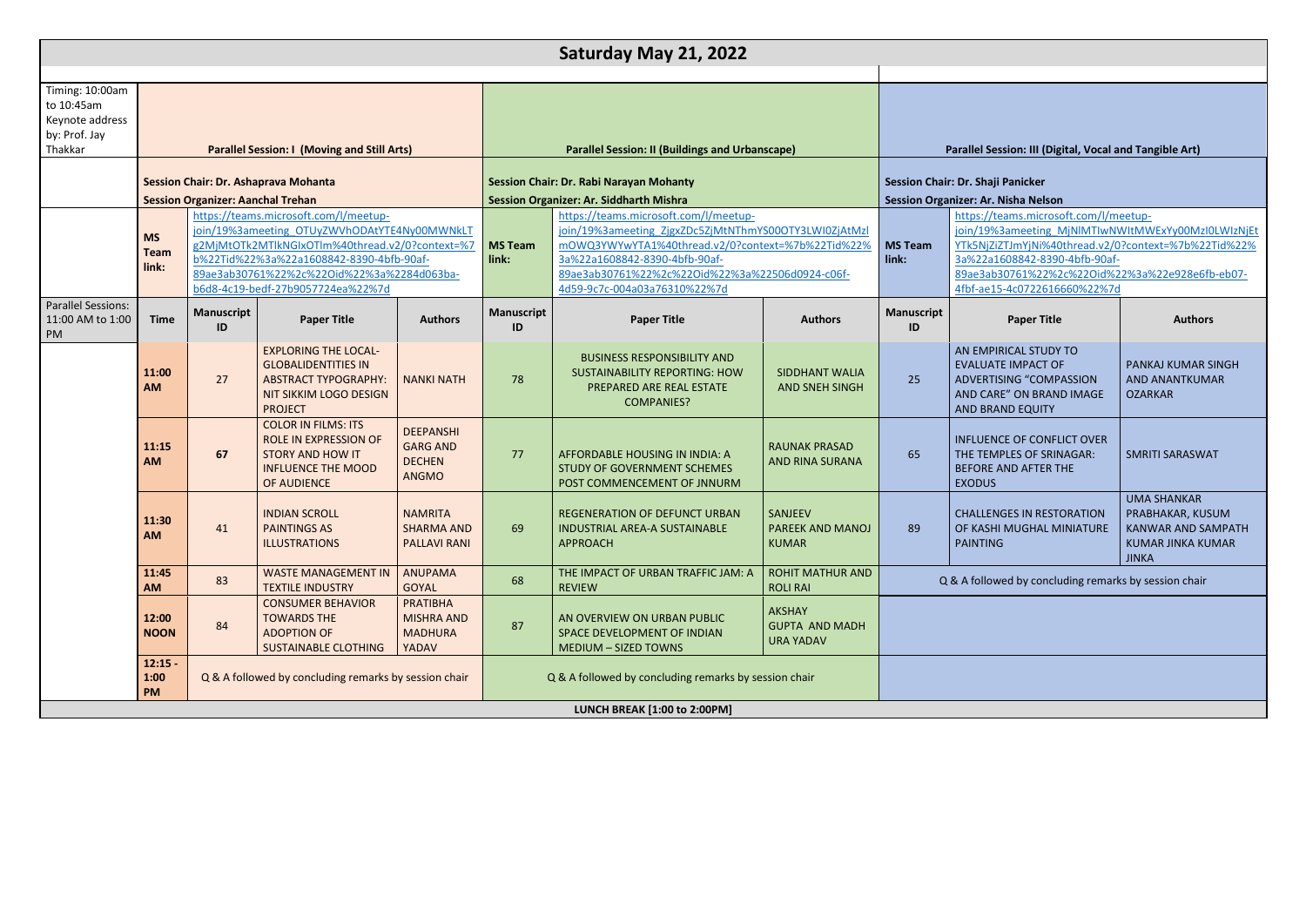# Saturday May 21, 2022

| Timing: 10:00am to 10:45am Keynote address by: Prof. Jay Thakkar | Parallel Session: I (Moving and Still Arts) | | | | Parallel Session: II (Buildings and Urbanscape) | | | Parallel Session: III (Digital, Vocal and Tangible Art) | | |
|---|---|---|---|---|---|---|---|---|---|---|
| | Session Chair: Dr. Ashaprava Mohanta<br>Session Organizer: Aanchal Trehan | | | | Session Chair: Dr. Rabi Narayan Mohanty<br>Session Organizer: Ar. Siddharth Mishra | | | Session Chair: Dr. Shaji Panicker<br>Session Organizer: Ar. Nisha Nelson | | |
| | MS Team link: | https://teams.microsoft.com/l/meetup-join/19%3ameeting_OTUyZWVhODAtYTE4Ny00MWNkLTg2MjMtOTk2MTlkNGIxOTlm%40thread.v2/0?context=%7b%22Tid%22%3a%22a1608842-8390-4bfb-90af-89ae3ab30761%22%2c%22Oid%22%3a%2284d063ba-b6d8-4c19-bedf-27b9057724ea%22%7d | | | MS Team link: | https://teams.microsoft.com/l/meetup-join/19%3ameeting_ZjgxZDc5ZjMtNThmYS00OTY3LWI0ZjAtMzlmOWQ3YWYwYTA1%40thread.v2/0?context=%7b%22Tid%22%3a%22a1608842-8390-4bfb-90af-89ae3ab30761%22%2c%22Oid%22%3a%22506d0924-c06f-4d59-9c7c-004a03a76310%22%7d | | MS Team link: | https://teams.microsoft.com/l/meetup-join/19%3ameeting_MjNlMTIwNWItMWExYy00MzI0LWIzNjEtYTk5NjZiZTJmYjNi%40thread.v2/0?context=%7b%22Tid%22%3a%22a1608842-8390-4bfb-90af-89ae3ab30761%22%2c%22Oid%22%3a%22e928e6fb-eb07-4fbf-ae15-4c0722616660%22%7d | |
| Parallel Sessions: 11:00 AM to 1:00 PM | Time | Manuscript ID | Paper Title | Authors | Manuscript ID | Paper Title | Authors | Manuscript ID | Paper Title | Authors |
| | 11:00 AM | 27 | EXPLORING THE LOCAL-GLOBALIDENTITIES IN ABSTRACT TYPOGRAPHY: NIT SIKKIM LOGO DESIGN PROJECT | NANKI NATH | 78 | BUSINESS RESPONSIBILITY AND SUSTAINABILITY REPORTING: HOW PREPARED ARE REAL ESTATE COMPANIES? | SIDDHANT WALIA AND SNEH SINGH | 25 | AN EMPIRICAL STUDY TO EVALUATE IMPACT OF ADVERTISING "COMPASSION AND CARE" ON BRAND IMAGE AND BRAND EQUITY | PANKAJ KUMAR SINGH AND ANANTKUMAR OZARKAR |
| | 11:15 AM | 67 | COLOR IN FILMS: ITS ROLE IN EXPRESSION OF STORY AND HOW IT INFLUENCE THE MOOD OF AUDIENCE | DEEPANSHI GARG AND DECHEN ANGMO | 77 | AFFORDABLE HOUSING IN INDIA: A STUDY OF GOVERNMENT SCHEMES POST COMMENCEMENT OF JNNURM | RAUNAK PRASAD AND RINA SURANA | 65 | INFLUENCE OF CONFLICT OVER THE TEMPLES OF SRINAGAR: BEFORE AND AFTER THE EXODUS | SMRITI SARASWAT |
| | 11:30 AM | 41 | INDIAN SCROLL PAINTINGS AS ILLUSTRATIONS | NAMRITA SHARMA AND PALLAVI RANI | 69 | REGENERATION OF DEFUNCT URBAN INDUSTRIAL AREA-A SUSTAINABLE APPROACH | SANJEEV PAREEK AND MANOJ KUMAR | 89 | CHALLENGES IN RESTORATION OF KASHI MUGHAL MINIATURE PAINTING | UMA SHANKAR PRABHAKAR, KUSUM KANWAR AND SAMPATH KUMAR JINKA KUMAR JINKA |
| | 11:45 AM | 83 | WASTE MANAGEMENT IN TEXTILE INDUSTRY | ANUPAMA GOYAL | 68 | THE IMPACT OF URBAN TRAFFIC JAM: A REVIEW | ROHIT MATHUR AND ROLI RAI | Q & A followed by concluding remarks by session chair | | |
| | 12:00 NOON | 84 | CONSUMER BEHAVIOR TOWARDS THE ADOPTION OF SUSTAINABLE CLOTHING | PRATIBHA MISHRA AND MADHURA YADAV | 87 | AN OVERVIEW ON URBAN PUBLIC SPACE DEVELOPMENT OF INDIAN MEDIUM – SIZED TOWNS | AKSHAY GUPTA AND MADH URA YADAV | | | |
| | 12:15 - 1:00 PM | Q & A followed by concluding remarks by session chair | | | Q & A followed by concluding remarks by session chair | | | | | |
| LUNCH BREAK [1:00 to 2:00PM] | | | | | | | | | | |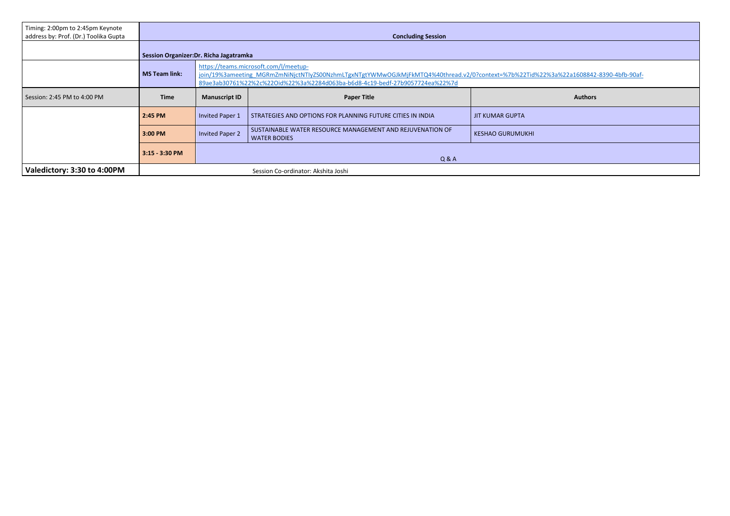| | | | | |
|---|---|---|---|---|
| Timing: 2:00pm to 2:45pm Keynote address by: Prof. (Dr.) Toolika Gupta | **Concluding Session** | | | |
| | **Session Organizer:Dr. Richa Jagatramka** | | | |
| | **MS Team link:** | https://teams.microsoft.com/l/meetup-join/19%3ameeting_MGRmZmNiNjctNTIyZS00NzhmLTgxNTgtYWMwOGJkMjFkMTQ4%40thread.v2/0?context=%7b%22Tid%22%3a%22a1608842-8390-4bfb-90af-89ae3ab30761%22%2c%22Oid%22%3a%2284d063ba-b6d8-4c19-bedf-27b9057724ea%22%7d | | |
| Session: 2:45 PM to 4:00 PM | **Time** | **Manuscript ID** | **Paper Title** | **Authors** |
| | **2:45 PM** | Invited Paper 1 | STRATEGIES AND OPTIONS FOR PLANNING FUTURE CITIES IN INDIA | JIT KUMAR GUPTA |
| | **3:00 PM** | Invited Paper 2 | SUSTAINABLE WATER RESOURCE MANAGEMENT AND REJUVENATION OF WATER BODIES | KESHAO GURUMUKHI |
| | **3:15 - 3:30 PM** | Q & A | | |
| **Valedictory: 3:30 to 4:00PM** | Session Co-ordinator: Akshita Joshi | | | |